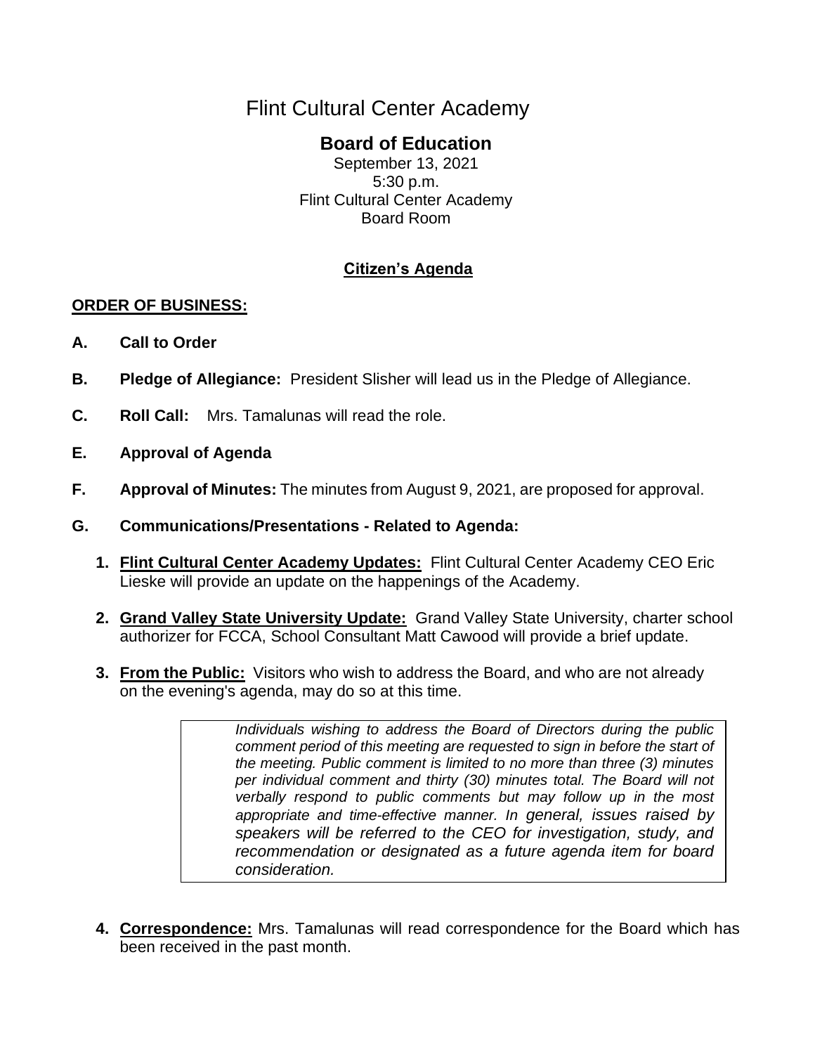# Flint Cultural Center Academy

## Board of Education

September 13, 2021
5:30 p.m.
Flint Cultural Center Academy
Board Room

**Citizen's Agenda**

**ORDER OF BUSINESS:**

**A. Call to Order**

**B. Pledge of Allegiance:** President Slisher will lead us in the Pledge of Allegiance.

**C. Roll Call:** Mrs. Tamalunas will read the role.

**E. Approval of Agenda**

**F. Approval of Minutes:** The minutes from August 9, 2021, are proposed for approval.

**G. Communications/Presentations - Related to Agenda:**

1. **Flint Cultural Center Academy Updates:** Flint Cultural Center Academy CEO Eric Lieske will provide an update on the happenings of the Academy.

2. **Grand Valley State University Update:** Grand Valley State University, charter school authorizer for FCCA, School Consultant Matt Cawood will provide a brief update.

3. **From the Public:** Visitors who wish to address the Board, and who are not already on the evening's agenda, may do so at this time.

   > *Individuals wishing to address the Board of Directors during the public comment period of this meeting are requested to sign in before the start of the meeting. Public comment is limited to no more than three (3) minutes per individual comment and thirty (30) minutes total. The Board will not verbally respond to public comments but may follow up in the most appropriate and time-effective manner. In general, issues raised by speakers will be referred to the CEO for investigation, study, and recommendation or designated as a future agenda item for board consideration.*

4. **Correspondence:** Mrs. Tamalunas will read correspondence for the Board which has been received in the past month.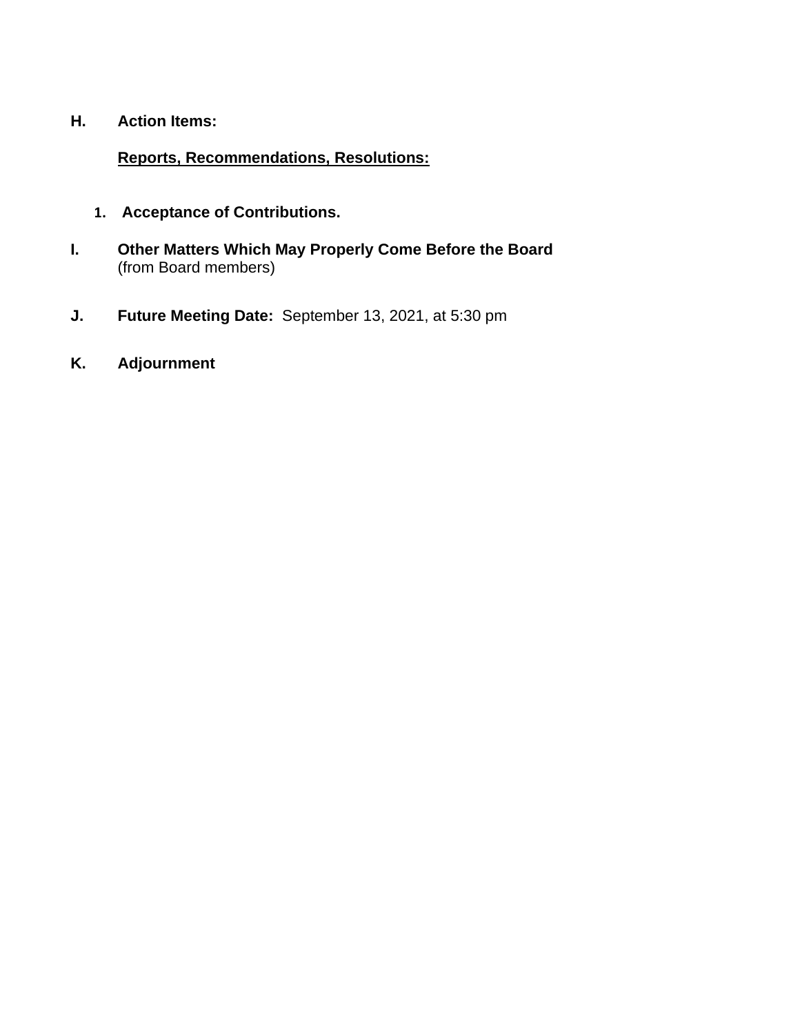**H. Action Items:**

**Reports, Recommendations, Resolutions:**

1. **Acceptance of Contributions.**

**I. Other Matters Which May Properly Come Before the Board**
(from Board members)

**J. Future Meeting Date:** September 13, 2021, at 5:30 pm

**K. Adjournment**